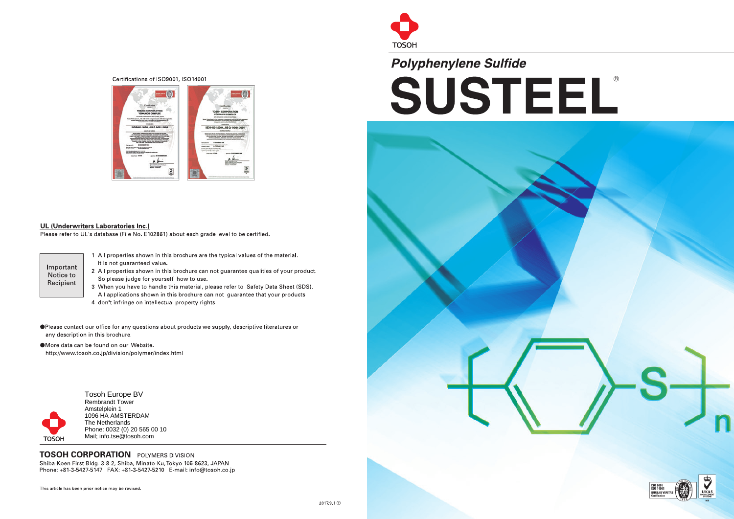TOSOH

*Polyphenylene Sulfide*

# SUSTEEL®

Certifications of ISO9001, ISO14001

**UL (Underwriters Laboratories Inc.)**

Please refer to UL's database (File No. E102861) about each grade level to be certified.

**Important Notice to Recipient**

1. All properties shown in this brochure are the typical values of the material. It is not guaranteed value.
2. All properties shown in this brochure can not guarantee qualities of your product. So please judge for yourself how to use.
3. When you have to handle this material, please refer to Safety Data Sheet (SDS). All applications shown in this brochure can not guarantee that your products
4. don't infringe on intellectual property rights.

● Please contact our office for any questions about products we supply, descriptive literatures or any description in this brochure.

● More data can be found on our Website.
http://www.tosoh.co.jp/division/polymer/index.html

TOSOH

Tosoh Europe BV
Rembrandt Tower
Amstelplein 1
1096 HA AMSTERDAM
The Netherlands
Phone: 0032 (0) 20 565 00 10
Mail; info.tse@tosoh.com

**TOSOH CORPORATION** POLYMERS DIVISION
Shiba-Koen First Bldg. 3-8-2, Shiba, Minato-Ku, Tokyo 105-8623, JAPAN
Phone: +81-3-5427-5147 FAX: +81-3-5427-5210 E-mail: info@tosoh.co.jp

This article has been prior notice may be revised.

2017.9.1

ISO 9001
ISO 14001
BUREAU VERITAS
Certification
UKAS MANAGEMENT SYSTEMS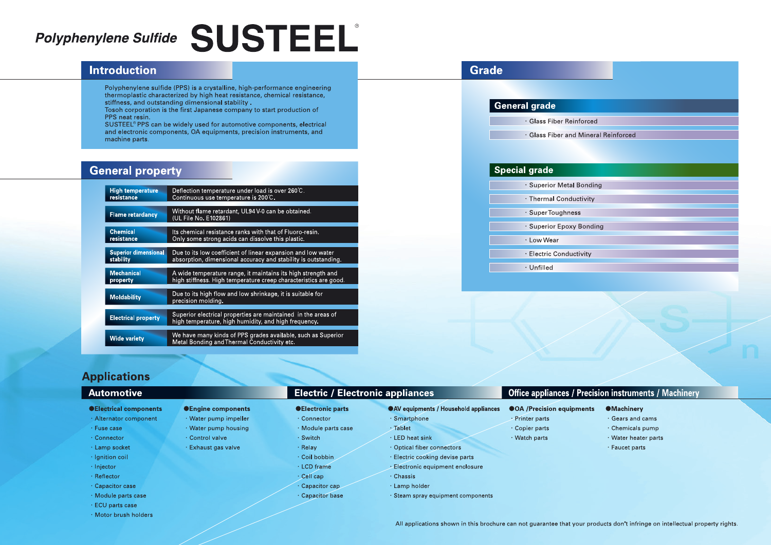# *Polyphenylene Sulfide* SUSTEEL®

## Introduction

Polyphenylene sulfide (PPS) is a crystalline, high-performance engineering thermoplastic characterized by high heat resistance, chemical resistance, stiffness, and outstanding dimensional stability .
Tosoh corporation is the first Japanese company to start production of PPS neat resin.
SUSTEEL® PPS can be widely used for automotive components, electrical and electronic components, OA equipments, precision instruments, and machine parts.

## General property

| Property | Description |
|---|---|
| **High temperature resistance** | Deflection temperature under load is over 260℃. Continuous use temperature is 200℃. |
| **Flame retardancy** | Without flame retardant, UL94 V-0 can be obtained. (UL File No. E102861) |
| **Chemical resistance** | Its chemical resistance ranks with that of Fluoro-resin. Only some strong acids can dissolve this plastic. |
| **Superior dimensional stability** | Due to its low coefficient of linear expansion and low water absorption, dimensional accuracy and stability is outstanding. |
| **Mechanical property** | A wide temperature range, it maintains its high strength and high stiffness. High temperature creep characteristics are good. |
| **Moldability** | Due to its high flow and low shrinkage, it is suitable for precision molding. |
| **Electrical property** | Superior electrical properties are maintained in the areas of high temperature, high humidity, and high frequency. |
| **Wide variety** | We have many kinds of PPS grades available, such as Superior Metal Bonding and Thermal Conductivity etc. |

## Grade

### General grade

- Glass Fiber Reinforced
- Glass Fiber and Mineral Reinforced

### Special grade

- Superior Metal Bonding
- Thermal Conductivity
- Super Toughness
- Superior Epoxy Bonding
- Low Wear
- Electric Conductivity
- Unfilled

## Applications

### Automotive

**●Electrical components**
- Alternator component
- Fuse case
- Connector
- Lamp socket
- Ignition coil
- Injector
- Reflector
- Capacitor case
- Module parts case
- ECU parts case
- Motor brush holders

**●Engine components**
- Water pump impeller
- Water pump housing
- Control valve
- Exhaust gas valve

### Electric / Electronic appliances

**●Electronic parts**
- Connector
- Module parts case
- Switch
- Relay
- Coil bobbin
- LCD frame
- Cell cap
- Capacitor cap
- Capacitor base

**●AV equipments / Household appliances**
- Smartphone
- Tablet
- LED heat sink
- Optical fiber connectors
- Electric cooking devise parts
- Electronic equipment enclosure
- Chassis
- Lamp holder
- Steam spray equipment components

### Office appliances / Precision instruments / Machinery

**●OA /Precision equipments**
- Printer parts
- Copier parts
- Watch parts

**●Machinery**
- Gears and cams
- Chemicals pump
- Water heater parts
- Faucet parts

All applications shown in this brochure can not guarantee that your products don't infringe on intellectual property rights.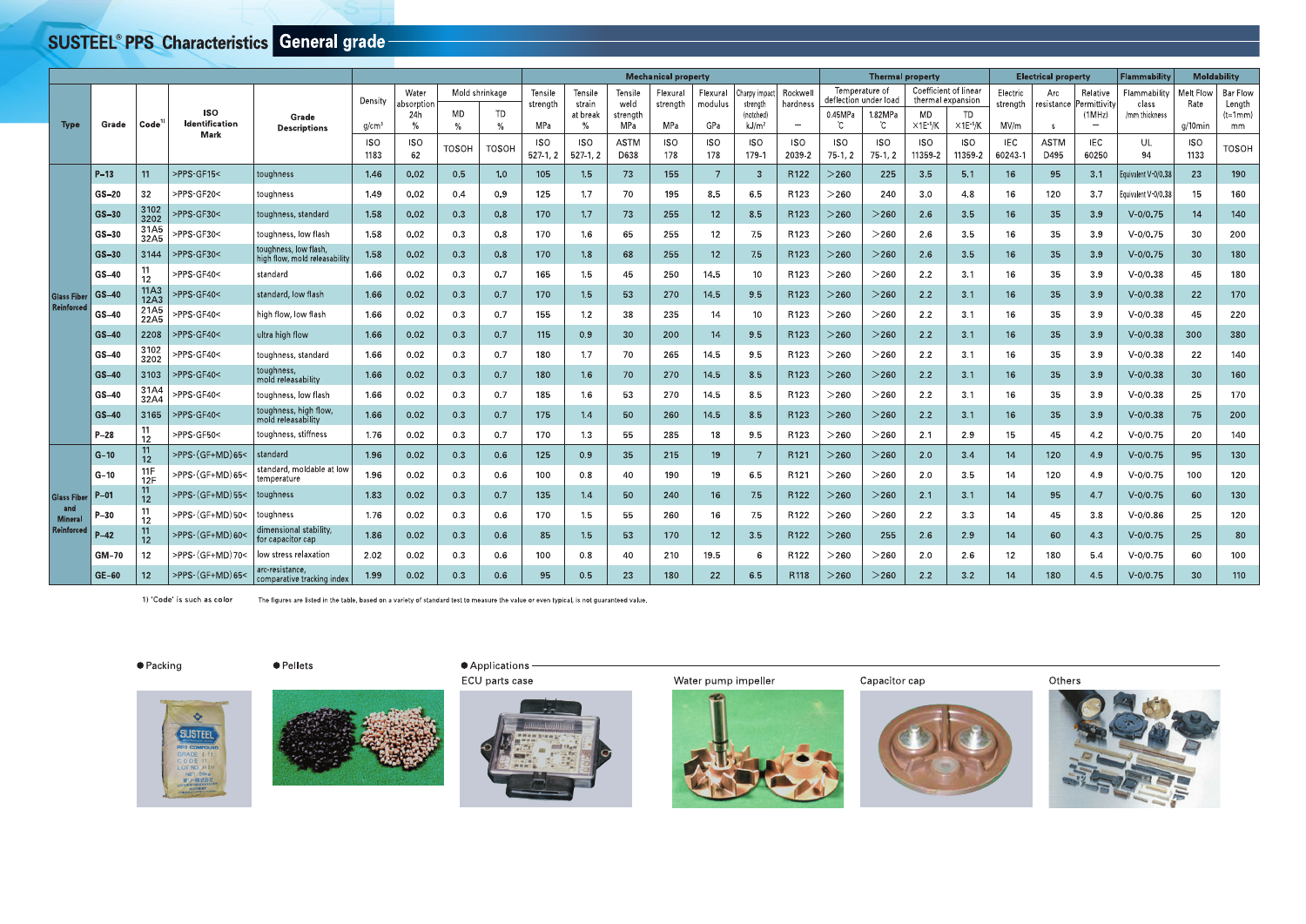# SUSTEEL® PPS Characteristics — General grade

| Type | Grade | Code[1] | ISO Identification Mark | Grade Descriptions | Density | Water absorption 24h | Mold shrinkage MD | Mold shrinkage TD | Tensile strength | Tensile strain at break | Tensile weld strength | Flexural strength | Flexural modulus | Charpy impact strength (notched) | Rockwell hardness | Temperature of deflection under load 0.45MPa | Temperature of deflection under load 1.82MPa | Coefficient of linear thermal expansion MD | Coefficient of linear thermal expansion TD | Electric strength | Arc resistance | Relative Permittivity (1MHz) | Flammability class /mm thickness | Melt Flow Rate | Bar Flow Length (t=1mm) |
|---|---|---|---|---|---|---|---|---|---|---|---|---|---|---|---|---|---|---|---|---|---|---|---|---|---|
| | | | | | Mechanical property | | | | | | | | | | | Thermal property | | | | Electrical property | | | Flammability | Moldability | |
| | | | | | g/cm³ | % | % | % | MPa | % | MPa | MPa | GPa | kJ/m² | – | ℃ | ℃ | ×1E-5/K | ×1E-5/K | MV/m | s | – | | g/10min | mm |
| | | | | | ISO 1183 | ISO 62 | TOSOH | TOSOH | ISO 527-1, 2 | ISO 527-1, 2 | ASTM D638 | ISO 178 | ISO 178 | ISO 179-1 | ISO 2039-2 | ISO 75-1, 2 | ISO 75-1, 2 | ISO 11359-2 | ISO 11359-2 | IEC 60243-1 | ASTM D495 | IEC 60250 | UL 94 | ISO 1133 | TOSOH |
| Glass Fiber Reinforced | P-13 | 11 | >PPS-GF15< | toughness | 1.46 | 0.02 | 0.5 | 1.0 | 105 | 1.5 | 73 | 155 | 7 | 3 | R122 | >260 | 225 | 3.5 | 5.1 | 16 | 95 | 3.1 | Equivalent V-0/0.38 | 23 | 190 |
| | GS-20 | 32 | >PPS-GF20< | toughness | 1.49 | 0.02 | 0.4 | 0.9 | 125 | 1.7 | 70 | 195 | 8.5 | 6.5 | R123 | >260 | 240 | 3.0 | 4.8 | 16 | 120 | 3.7 | Equivalent V-0/0.38 | 15 | 160 |
| | GS-30 | 3102 3202 | >PPS-GF30< | toughness, standard | 1.58 | 0.02 | 0.3 | 0.8 | 170 | 1.7 | 73 | 255 | 12 | 8.5 | R123 | >260 | >260 | 2.6 | 3.5 | 16 | 35 | 3.9 | V-0/0.75 | 14 | 140 |
| | GS-30 | 31A5 32A5 | >PPS-GF30< | toughness, low flash | 1.58 | 0.02 | 0.3 | 0.8 | 170 | 1.6 | 65 | 255 | 12 | 7.5 | R123 | >260 | >260 | 2.6 | 3.5 | 16 | 35 | 3.9 | V-0/0.75 | 30 | 200 |
| | GS-30 | 3144 | >PPS-GF30< | toughness, low flash, high flow, mold releasability | 1.58 | 0.02 | 0.3 | 0.8 | 170 | 1.8 | 68 | 255 | 12 | 7.5 | R123 | >260 | >260 | 2.6 | 3.5 | 16 | 35 | 3.9 | V-0/0.75 | 30 | 180 |
| | GS-40 | 11 12 | >PPS-GF40< | standard | 1.66 | 0.02 | 0.3 | 0.7 | 165 | 1.5 | 45 | 250 | 14.5 | 10 | R123 | >260 | >260 | 2.2 | 3.1 | 16 | 35 | 3.9 | V-0/0.38 | 45 | 180 |
| | GS-40 | 11A3 12A3 | >PPS-GF40< | standard, low flash | 1.66 | 0.02 | 0.3 | 0.7 | 170 | 1.5 | 53 | 270 | 14.5 | 9.5 | R123 | >260 | >260 | 2.2 | 3.1 | 16 | 35 | 3.9 | V-0/0.38 | 22 | 170 |
| | GS-40 | 21A5 22A5 | >PPS-GF40< | high flow, low flash | 1.66 | 0.02 | 0.3 | 0.7 | 155 | 1.2 | 38 | 235 | 14 | 10 | R123 | >260 | >260 | 2.2 | 3.1 | 16 | 35 | 3.9 | V-0/0.38 | 45 | 220 |
| | GS-40 | 2208 | >PPS-GF40< | ultra high flow | 1.66 | 0.02 | 0.3 | 0.7 | 115 | 0.9 | 30 | 200 | 14 | 9.5 | R123 | >260 | >260 | 2.2 | 3.1 | 16 | 35 | 3.9 | V-0/0.38 | 300 | 380 |
| | GS-40 | 3102 3202 | >PPS-GF40< | toughness, standard | 1.66 | 0.02 | 0.3 | 0.7 | 180 | 1.7 | 70 | 265 | 14.5 | 9.5 | R123 | >260 | >260 | 2.2 | 3.1 | 16 | 35 | 3.9 | V-0/0.38 | 22 | 140 |
| | GS-40 | 3103 | >PPS-GF40< | toughness, mold releasability | 1.66 | 0.02 | 0.3 | 0.7 | 180 | 1.6 | 70 | 270 | 14.5 | 8.5 | R123 | >260 | >260 | 2.2 | 3.1 | 16 | 35 | 3.9 | V-0/0.38 | 30 | 160 |
| | GS-40 | 31A4 32A4 | >PPS-GF40< | toughness, low flash | 1.66 | 0.02 | 0.3 | 0.7 | 185 | 1.6 | 53 | 270 | 14.5 | 8.5 | R123 | >260 | >260 | 2.2 | 3.1 | 16 | 35 | 3.9 | V-0/0.38 | 25 | 170 |
| | GS-40 | 3165 | >PPS-GF40< | toughness, high flow, mold releasability | 1.66 | 0.02 | 0.3 | 0.7 | 175 | 1.4 | 50 | 260 | 14.5 | 8.5 | R123 | >260 | >260 | 2.2 | 3.1 | 16 | 35 | 3.9 | V-0/0.38 | 75 | 200 |
| | P-28 | 11 12 | >PPS-GF50< | toughness, stiffness | 1.76 | 0.02 | 0.3 | 0.7 | 170 | 1.3 | 55 | 285 | 18 | 9.5 | R123 | >260 | >260 | 2.1 | 2.9 | 15 | 45 | 4.2 | V-0/0.75 | 20 | 140 |
| Glass Fiber and Mineral Reinforced | G-10 | 11 12 | >PPS-(GF+MD)65< | standard | 1.96 | 0.02 | 0.3 | 0.6 | 125 | 0.9 | 35 | 215 | 19 | 7 | R121 | >260 | >260 | 2.0 | 3.4 | 14 | 120 | 4.9 | V-0/0.75 | 95 | 130 |
| | G-10 | 11F 12F | >PPS-(GF+MD)65< | standard, moldable at low temperature | 1.96 | 0.02 | 0.3 | 0.6 | 100 | 0.8 | 40 | 190 | 19 | 6.5 | R121 | >260 | >260 | 2.0 | 3.5 | 14 | 120 | 4.9 | V-0/0.75 | 100 | 120 |
| | P-01 | 11 12 | >PPS-(GF+MD)55< | toughness | 1.83 | 0.02 | 0.3 | 0.7 | 135 | 1.4 | 50 | 240 | 16 | 7.5 | R122 | >260 | >260 | 2.1 | 3.1 | 14 | 95 | 4.7 | V-0/0.75 | 60 | 130 |
| | P-30 | 11 12 | >PPS-(GF+MD)50< | toughness | 1.76 | 0.02 | 0.3 | 0.6 | 170 | 1.5 | 55 | 260 | 16 | 7.5 | R122 | >260 | >260 | 2.2 | 3.3 | 14 | 45 | 3.8 | V-0/0.86 | 25 | 120 |
| | P-42 | 11 12 | >PPS-(GF+MD)60< | dimensional stability, for capacitor cap | 1.86 | 0.02 | 0.3 | 0.6 | 85 | 1.5 | 53 | 170 | 12 | 3.5 | R122 | >260 | 255 | 2.6 | 2.9 | 14 | 60 | 4.3 | V-0/0.75 | 25 | 80 |
| | GM-70 | 12 | >PPS-(GF+MD)70< | low stress relaxation | 2.02 | 0.02 | 0.3 | 0.6 | 100 | 0.8 | 40 | 210 | 19.5 | 6 | R122 | >260 | >260 | 2.0 | 2.6 | 12 | 180 | 5.4 | V-0/0.75 | 60 | 100 |
| | GE-60 | 12 | >PPS-(GF+MD)65< | arc-resistance, comparative tracking index | 1.99 | 0.02 | 0.3 | 0.6 | 95 | 0.5 | 23 | 180 | 22 | 6.5 | R118 | >260 | >260 | 2.2 | 3.2 | 14 | 180 | 4.5 | V-0/0.75 | 30 | 110 |

1) 'Code' is such as color

The figures are listed in the table, based on a variety of standard test to measure the value or even typical, is not guaranteed value.

● Packing

● Pellets

● Applications

ECU parts case

Water pump impeller

Capacitor cap

Others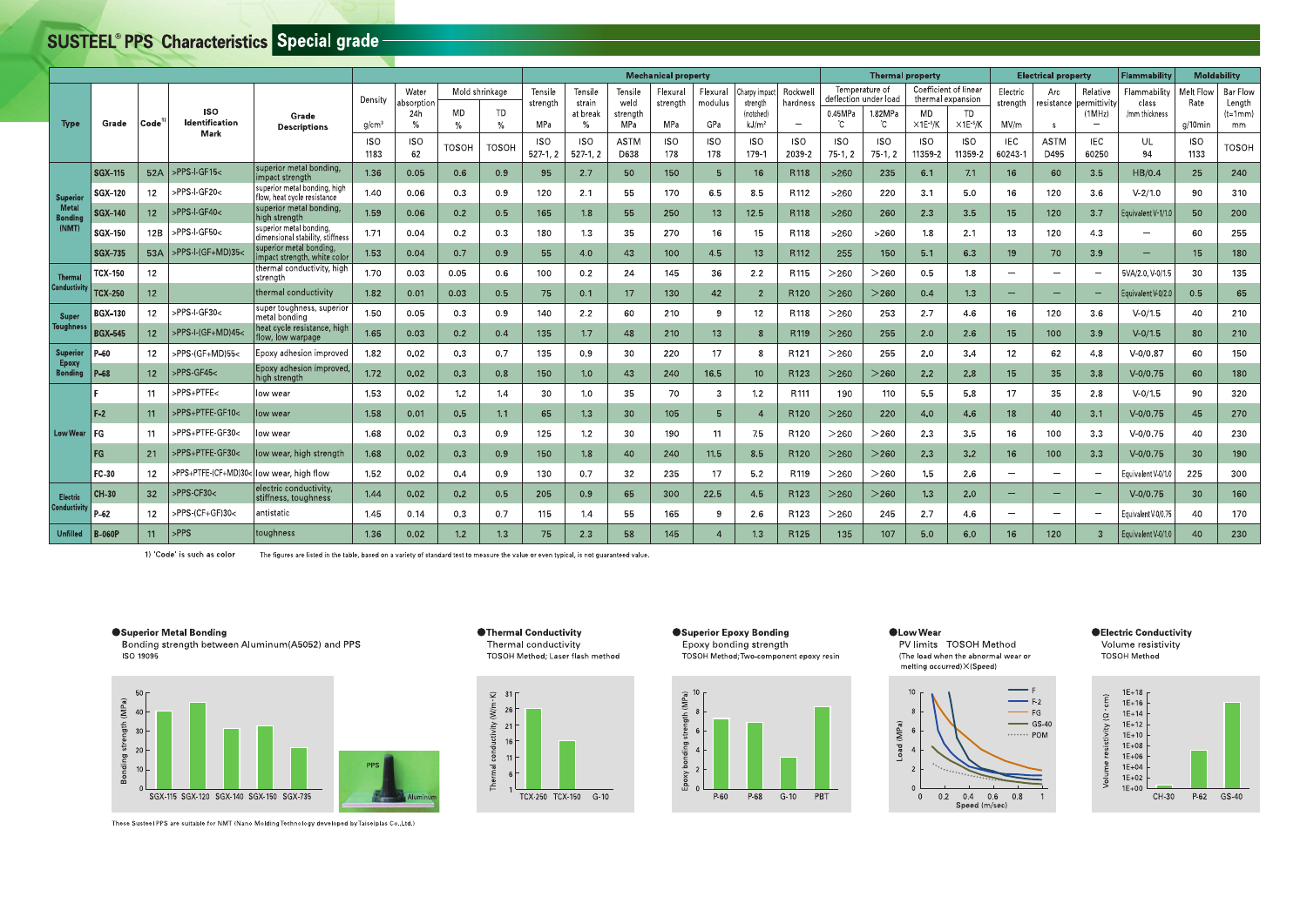# SUSTEEL® PPS Characteristics Special grade

| Type | Grade | Code[1] | ISO Identification Mark | Grade Descriptions | Density | Water absorption 24h | Mold shrinkage MD | Mold shrinkage TD | Tensile strength | Tensile strain at break | Tensile weld strength | Flexural strength | Flexural modulus | Charpy impact strength (notched) | Rockwell hardness | Temperature of deflection under load 0.45MPa | Temperature of deflection under load 1.82MPa | Coefficient of linear thermal expansion MD | Coefficient of linear thermal expansion TD | Electric strength | Arc resistance | Relative permittivity (1MHz) | Flammability class /mm thickness | Melt Flow Rate | Bar Flow Length (t=1mm) |
|---|---|---|---|---|---|---|---|---|---|---|---|---|---|---|---|---|---|---|---|---|---|---|---|---|---|
| | | | | | g/cm³ | % | % | % | MPa | % | MPa | MPa | GPa | kJ/m² | — | ℃ | ℃ | ×1E-5/K | ×1E-5/K | MV/m | s | — | | g/10min | mm |
| | | | | | ISO 1183 | ISO 62 | TOSOH | TOSOH | ISO 527-1, 2 | ISO 527-1, 2 | ASTM D638 | ISO 178 | ISO 178 | ISO 179-1 | ISO 2039-2 | ISO 75-1, 2 | ISO 75-1, 2 | ISO 11359-2 | ISO 11359-2 | IEC 60243-1 | ASTM D495 | IEC 60250 | UL 94 | ISO 1133 | TOSOH |
| Superior Metal Bonding (NMT) | SGX-115 | 52A | >PPS-I-GF15< | superior metal bonding, impact strength | 1.36 | 0.05 | 0.6 | 0.9 | 95 | 2.7 | 50 | 150 | 5 | 16 | R118 | >260 | 235 | 6.1 | 7.1 | 16 | 60 | 3.5 | HB/0.4 | 25 | 240 |
| | SGX-120 | 12 | >PPS-I-GF20< | superior metal bonding, high flow, heat cycle resistance | 1.40 | 0.06 | 0.3 | 0.9 | 120 | 2.1 | 55 | 170 | 6.5 | 8.5 | R112 | >260 | 220 | 3.1 | 5.0 | 16 | 120 | 3.6 | V-2/1.0 | 90 | 310 |
| | SGX-140 | 12 | >PPS-I-GF40< | superior metal bonding, high strength | 1.59 | 0.06 | 0.2 | 0.5 | 165 | 1.8 | 55 | 250 | 13 | 12.5 | R118 | >260 | 260 | 2.3 | 3.5 | 15 | 120 | 3.7 | Equivalent V-1/1.0 | 50 | 200 |
| | SGX-150 | 12B | >PPS-I-GF50< | superior metal bonding, dimensional stability, stiffness | 1.71 | 0.04 | 0.2 | 0.3 | 180 | 1.3 | 35 | 270 | 16 | 15 | R118 | >260 | >260 | 1.8 | 2.1 | 13 | 120 | 4.3 | — | 60 | 255 |
| | SGX-735 | 53A | >PPS-I-(GF+MD)35< | superior metal bonding, impact strength, white color | 1.53 | 0.04 | 0.7 | 0.9 | 55 | 4.0 | 43 | 100 | 4.5 | 13 | R112 | 255 | 150 | 5.1 | 6.3 | 19 | 70 | 3.9 | — | 15 | 180 |
| Thermal Conductivity | TCX-150 | 12 | | thermal conductivity, high strength | 1.70 | 0.03 | 0.05 | 0.6 | 100 | 0.2 | 24 | 145 | 36 | 2.2 | R115 | >260 | >260 | 0.5 | 1.8 | — | — | — | 5VA/2.0, V-0/1.5 | 30 | 135 |
| | TCX-250 | 12 | | thermal conductivity | 1.82 | 0.01 | 0.03 | 0.5 | 75 | 0.1 | 17 | 130 | 42 | 2 | R120 | >260 | >260 | 0.4 | 1.3 | — | — | — | Equivalent V-0/2.0 | 0.5 | 65 |
| Super Toughness | BGX-130 | 12 | >PPS-I-GF30< | super toughness, superior metal bonding | 1.50 | 0.05 | 0.3 | 0.9 | 140 | 2.2 | 60 | 210 | 9 | 12 | R118 | >260 | 253 | 2.7 | 4.6 | 16 | 120 | 3.6 | V-0/1.5 | 40 | 210 |
| | BGX-545 | 12 | >PPS-I-(GF+MD)45< | heat cycle resistance, high flow, low warpage | 1.65 | 0.03 | 0.2 | 0.4 | 135 | 1.7 | 48 | 210 | 13 | 8 | R119 | >260 | 255 | 2.0 | 2.6 | 15 | 100 | 3.9 | V-0/1.5 | 80 | 210 |
| Superior Epoxy Bonding | P-60 | 12 | >PPS-(CF+MD)55< | Epoxy adhesion improved | 1.82 | 0.02 | 0.3 | 0.7 | 135 | 0.9 | 30 | 220 | 17 | 8 | R121 | >260 | 255 | 2.0 | 3.4 | 12 | 62 | 4.8 | V-0/0.87 | 60 | 150 |
| | P-68 | 12 | >PPS-GF45< | Epoxy adhesion improved, high strength | 1.72 | 0.02 | 0.3 | 0.8 | 150 | 1.0 | 43 | 240 | 16.5 | 10 | R123 | >260 | >260 | 2.2 | 2.8 | 15 | 35 | 3.8 | V-0/0.75 | 60 | 180 |
| Low Wear | F | 11 | >PPS+PTFE< | low wear | 1.53 | 0.02 | 1.2 | 1.4 | 30 | 1.0 | 35 | 70 | 3 | 1.2 | R111 | 190 | 110 | 5.5 | 5.8 | 17 | 35 | 2.8 | V-0/1.5 | 90 | 320 |
| | F-2 | 11 | >PPS+PTFE-GF10< | low wear | 1.58 | 0.01 | 0.5 | 1.1 | 65 | 1.3 | 30 | 105 | 5 | 4 | R120 | >260 | 220 | 4.0 | 4.6 | 18 | 40 | 3.1 | V-0/0.75 | 45 | 270 |
| | FG | 11 | >PPS+PTFE-GF30< | low wear | 1.68 | 0.02 | 0.3 | 0.9 | 125 | 1.2 | 30 | 190 | 11 | 7.5 | R120 | >260 | >260 | 2.3 | 3.5 | 16 | 100 | 3.3 | V-0/0.75 | 40 | 230 |
| | FG | 21 | >PPS+PTFE-GF30< | low wear, high strength | 1.68 | 0.02 | 0.3 | 0.9 | 150 | 1.8 | 40 | 240 | 11.5 | 8.5 | R120 | >260 | >260 | 2.3 | 3.2 | 16 | 100 | 3.3 | V-0/0.75 | 30 | 190 |
| | FC-30 | 12 | >PPS+PTFE-(CF+MD)30< | low wear, high flow | 1.52 | 0.02 | 0.4 | 0.9 | 130 | 0.7 | 32 | 235 | 17 | 5.2 | R119 | >260 | >260 | 1.5 | 2.6 | — | — | — | Equivalent V-0/1.0 | 225 | 300 |
| Electric Conductivity | CH-30 | 32 | >PPS-CF30< | electric conductivity, stiffness, toughness | 1.44 | 0.02 | 0.2 | 0.5 | 205 | 0.9 | 65 | 300 | 22.5 | 4.5 | R123 | >260 | >260 | 1.3 | 2.0 | — | — | — | V-0/0.75 | 30 | 160 |
| | P-62 | 12 | >PPS-(CF+GF)30< | antistatic | 1.45 | 0.14 | 0.3 | 0.7 | 115 | 1.4 | 55 | 165 | 9 | 2.6 | R123 | >260 | 245 | 2.7 | 4.6 | — | — | — | Equivalent V-0/0.75 | 40 | 170 |
| Unfilled | B-060P | 11 | >PPS | toughness | 1.36 | 0.02 | 1.2 | 1.3 | 75 | 2.3 | 58 | 145 | 4 | 1.3 | R125 | 135 | 107 | 5.0 | 6.0 | 16 | 120 | 3 | Equivalent V-0/1.0 | 40 | 230 |

1) 'Code' is such as color    The figures are listed in the table, based on a variety of standard test to measure the value or even typical, is not guaranteed value.

●**Superior Metal Bonding**
Bonding strength between Aluminum(A5052) and PPS
ISO 19095

Bonding strength (MPa)
50
40
30
20
10
0
SGX-115 SGX-120 SGX-140 SGX-150 SGX-735

PPS
Aluminum

These Susteel PPS are suitable for NMT (Nano Molding Technology developed by Taiseiplas Co.,Ltd.)

●**Thermal Conductivity**
Thermal conductivity
TOSOH Method; Laser flash method

Thermal conductivity (W/m·K)
31
26
21
16
11
6
1
TCX-250 TCX-150 G-10

●**Superior Epoxy Bonding**
Epoxy bonding strength
TOSOH Method; Two-component epoxy resin

Epoxy bonding strength (MPa)
10
8
6
4
2
0
P-60 P-68 G-10 PBT

●**Low Wear**
PV limits TOSOH Method
(The load when the abnormal wear or melting occurred)×(Speed)

Load (MPa)
10
8
6
4
2
0
0 0.2 0.4 0.6 0.8 1
Speed (m/sec)
F
F-2
FG
GS-40
POM

●**Electric Conductivity**
Volume resistivity
TOSOH Method

Volume resistivity (Ω·cm)
1E+18
1E+16
1E+14
1E+12
1E+10
1E+08
1E+06
1E+04
1E+02
1E+00
CH-30 P-62 GS-40